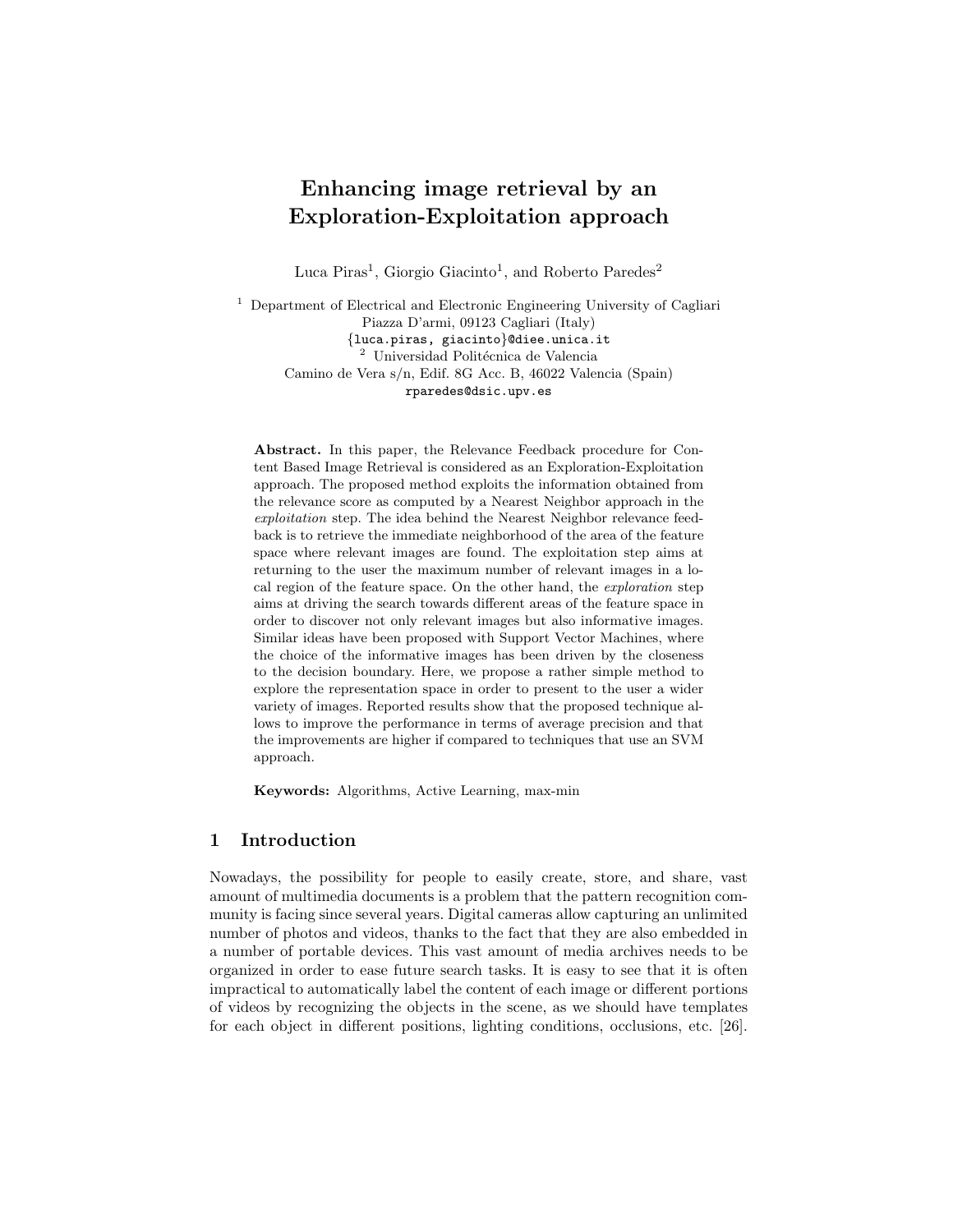# Enhancing image retrieval by an Exploration-Exploitation approach

Luca Piras[1], Giorgio Giacinto[1], and Roberto Paredes[2]

[1] Department of Electrical and Electronic Engineering University of Cagliari
Piazza D'armi, 09123 Cagliari (Italy)
{luca.piras, giacinto}@diee.unica.it
[2] Universidad Politécnica de Valencia
Camino de Vera s/n, Edif. 8G Acc. B, 46022 Valencia (Spain)
rparedes@dsic.upv.es

**Abstract.** In this paper, the Relevance Feedback procedure for Content Based Image Retrieval is considered as an Exploration-Exploitation approach. The proposed method exploits the information obtained from the relevance score as computed by a Nearest Neighbor approach in the *exploitation* step. The idea behind the Nearest Neighbor relevance feedback is to retrieve the immediate neighborhood of the area of the feature space where relevant images are found. The exploitation step aims at returning to the user the maximum number of relevant images in a local region of the feature space. On the other hand, the *exploration* step aims at driving the search towards different areas of the feature space in order to discover not only relevant images but also informative images. Similar ideas have been proposed with Support Vector Machines, where the choice of the informative images has been driven by the closeness to the decision boundary. Here, we propose a rather simple method to explore the representation space in order to present to the user a wider variety of images. Reported results show that the proposed technique allows to improve the performance in terms of average precision and that the improvements are higher if compared to techniques that use an SVM approach.

**Keywords:** Algorithms, Active Learning, max-min

## 1 Introduction

Nowadays, the possibility for people to easily create, store, and share, vast amount of multimedia documents is a problem that the pattern recognition community is facing since several years. Digital cameras allow capturing an unlimited number of photos and videos, thanks to the fact that they are also embedded in a number of portable devices. This vast amount of media archives needs to be organized in order to ease future search tasks. It is easy to see that it is often impractical to automatically label the content of each image or different portions of videos by recognizing the objects in the scene, as we should have templates for each object in different positions, lighting conditions, occlusions, etc. [26].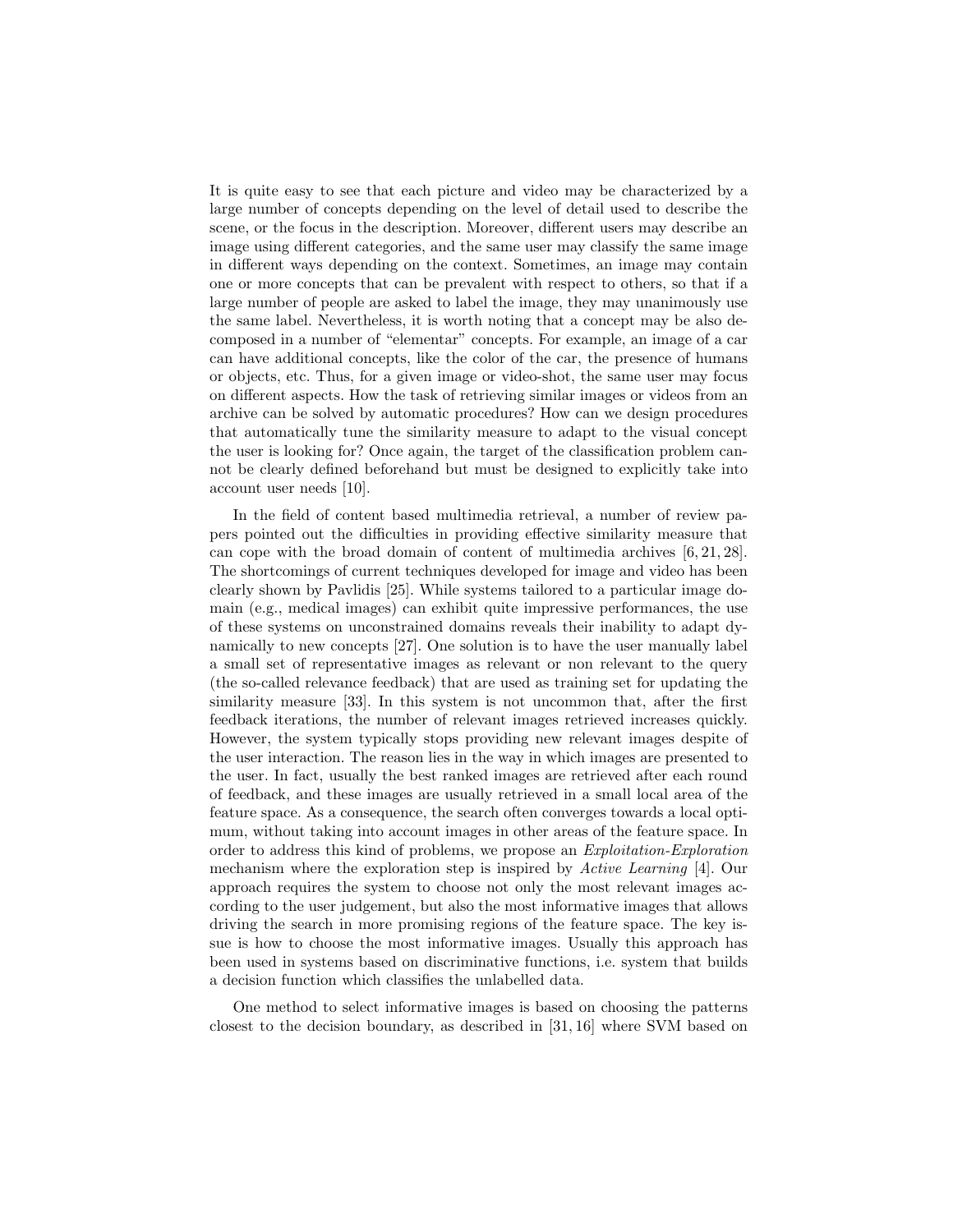It is quite easy to see that each picture and video may be characterized by a large number of concepts depending on the level of detail used to describe the scene, or the focus in the description. Moreover, different users may describe an image using different categories, and the same user may classify the same image in different ways depending on the context. Sometimes, an image may contain one or more concepts that can be prevalent with respect to others, so that if a large number of people are asked to label the image, they may unanimously use the same label. Nevertheless, it is worth noting that a concept may be also decomposed in a number of "elementar" concepts. For example, an image of a car can have additional concepts, like the color of the car, the presence of humans or objects, etc. Thus, for a given image or video-shot, the same user may focus on different aspects. How the task of retrieving similar images or videos from an archive can be solved by automatic procedures? How can we design procedures that automatically tune the similarity measure to adapt to the visual concept the user is looking for? Once again, the target of the classification problem cannot be clearly defined beforehand but must be designed to explicitly take into account user needs [10].

In the field of content based multimedia retrieval, a number of review papers pointed out the difficulties in providing effective similarity measure that can cope with the broad domain of content of multimedia archives [6, 21, 28]. The shortcomings of current techniques developed for image and video has been clearly shown by Pavlidis [25]. While systems tailored to a particular image domain (e.g., medical images) can exhibit quite impressive performances, the use of these systems on unconstrained domains reveals their inability to adapt dynamically to new concepts [27]. One solution is to have the user manually label a small set of representative images as relevant or non relevant to the query (the so-called relevance feedback) that are used as training set for updating the similarity measure [33]. In this system is not uncommon that, after the first feedback iterations, the number of relevant images retrieved increases quickly. However, the system typically stops providing new relevant images despite of the user interaction. The reason lies in the way in which images are presented to the user. In fact, usually the best ranked images are retrieved after each round of feedback, and these images are usually retrieved in a small local area of the feature space. As a consequence, the search often converges towards a local optimum, without taking into account images in other areas of the feature space. In order to address this kind of problems, we propose an *Exploitation-Exploration* mechanism where the exploration step is inspired by *Active Learning* [4]. Our approach requires the system to choose not only the most relevant images according to the user judgement, but also the most informative images that allows driving the search in more promising regions of the feature space. The key issue is how to choose the most informative images. Usually this approach has been used in systems based on discriminative functions, i.e. system that builds a decision function which classifies the unlabelled data.

One method to select informative images is based on choosing the patterns closest to the decision boundary, as described in [31, 16] where SVM based on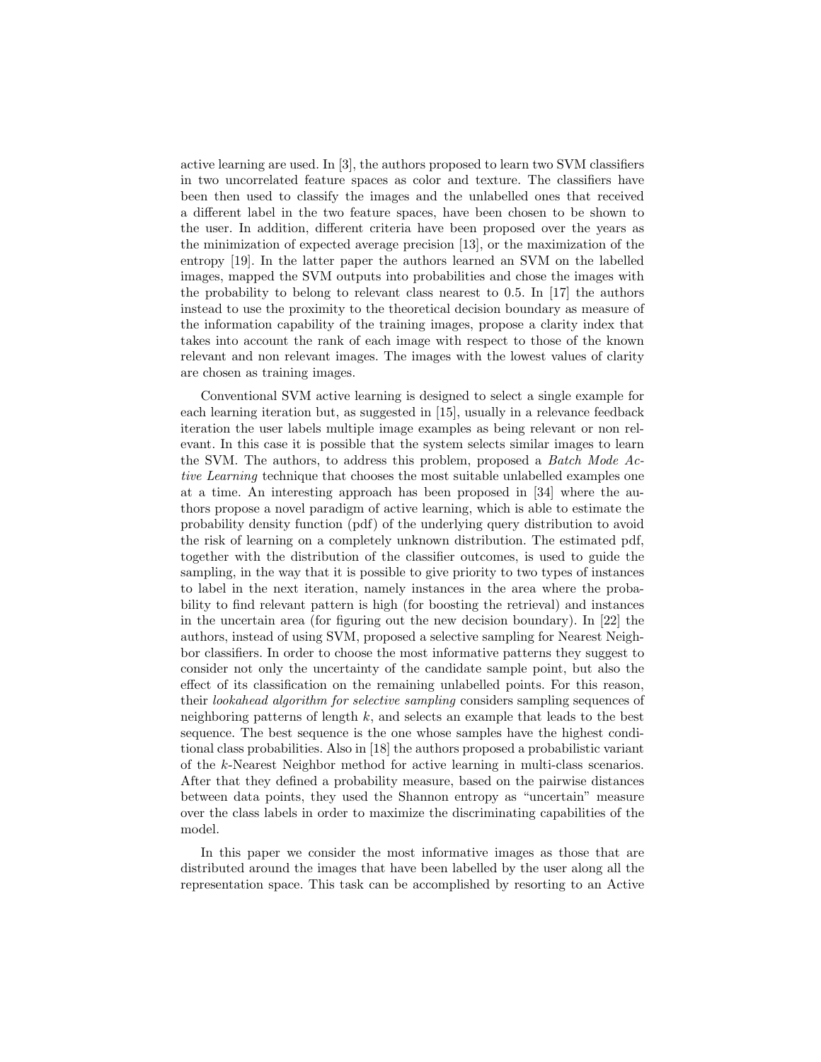active learning are used. In [3], the authors proposed to learn two SVM classifiers in two uncorrelated feature spaces as color and texture. The classifiers have been then used to classify the images and the unlabelled ones that received a different label in the two feature spaces, have been chosen to be shown to the user. In addition, different criteria have been proposed over the years as the minimization of expected average precision [13], or the maximization of the entropy [19]. In the latter paper the authors learned an SVM on the labelled images, mapped the SVM outputs into probabilities and chose the images with the probability to belong to relevant class nearest to 0.5. In [17] the authors instead to use the proximity to the theoretical decision boundary as measure of the information capability of the training images, propose a clarity index that takes into account the rank of each image with respect to those of the known relevant and non relevant images. The images with the lowest values of clarity are chosen as training images.

Conventional SVM active learning is designed to select a single example for each learning iteration but, as suggested in [15], usually in a relevance feedback iteration the user labels multiple image examples as being relevant or non relevant. In this case it is possible that the system selects similar images to learn the SVM. The authors, to address this problem, proposed a *Batch Mode Active Learning* technique that chooses the most suitable unlabelled examples one at a time. An interesting approach has been proposed in [34] where the authors propose a novel paradigm of active learning, which is able to estimate the probability density function (pdf) of the underlying query distribution to avoid the risk of learning on a completely unknown distribution. The estimated pdf, together with the distribution of the classifier outcomes, is used to guide the sampling, in the way that it is possible to give priority to two types of instances to label in the next iteration, namely instances in the area where the probability to find relevant pattern is high (for boosting the retrieval) and instances in the uncertain area (for figuring out the new decision boundary). In [22] the authors, instead of using SVM, proposed a selective sampling for Nearest Neighbor classifiers. In order to choose the most informative patterns they suggest to consider not only the uncertainty of the candidate sample point, but also the effect of its classification on the remaining unlabelled points. For this reason, their *lookahead algorithm for selective sampling* considers sampling sequences of neighboring patterns of length $k$, and selects an example that leads to the best sequence. The best sequence is the one whose samples have the highest conditional class probabilities. Also in [18] the authors proposed a probabilistic variant of the $k$-Nearest Neighbor method for active learning in multi-class scenarios. After that they defined a probability measure, based on the pairwise distances between data points, they used the Shannon entropy as "uncertain" measure over the class labels in order to maximize the discriminating capabilities of the model.

In this paper we consider the most informative images as those that are distributed around the images that have been labelled by the user along all the representation space. This task can be accomplished by resorting to an Active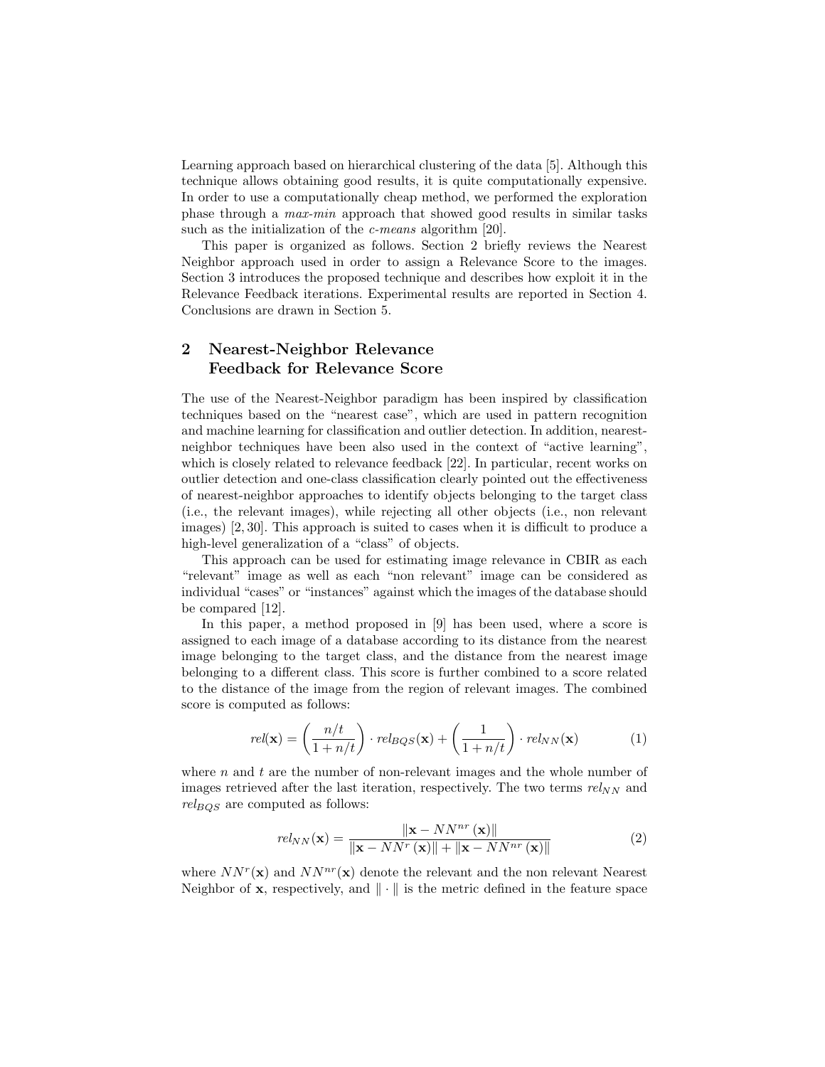Learning approach based on hierarchical clustering of the data [5]. Although this technique allows obtaining good results, it is quite computationally expensive. In order to use a computationally cheap method, we performed the exploration phase through a *max-min* approach that showed good results in similar tasks such as the initialization of the *c-means* algorithm [20].

This paper is organized as follows. Section 2 briefly reviews the Nearest Neighbor approach used in order to assign a Relevance Score to the images. Section 3 introduces the proposed technique and describes how exploit it in the Relevance Feedback iterations. Experimental results are reported in Section 4. Conclusions are drawn in Section 5.

## 2 Nearest-Neighbor Relevance Feedback for Relevance Score

The use of the Nearest-Neighbor paradigm has been inspired by classification techniques based on the "nearest case", which are used in pattern recognition and machine learning for classification and outlier detection. In addition, nearest-neighbor techniques have been also used in the context of "active learning", which is closely related to relevance feedback [22]. In particular, recent works on outlier detection and one-class classification clearly pointed out the effectiveness of nearest-neighbor approaches to identify objects belonging to the target class (i.e., the relevant images), while rejecting all other objects (i.e., non relevant images) [2, 30]. This approach is suited to cases when it is difficult to produce a high-level generalization of a "class" of objects.

This approach can be used for estimating image relevance in CBIR as each "relevant" image as well as each "non relevant" image can be considered as individual "cases" or "instances" against which the images of the database should be compared [12].

In this paper, a method proposed in [9] has been used, where a score is assigned to each image of a database according to its distance from the nearest image belonging to the target class, and the distance from the nearest image belonging to a different class. This score is further combined to a score related to the distance of the image from the region of relevant images. The combined score is computed as follows:

$$rel(\mathbf{x}) = \left(\frac{n/t}{1+n/t}\right) \cdot rel_{BQS}(\mathbf{x}) + \left(\frac{1}{1+n/t}\right) \cdot rel_{NN}(\mathbf{x}) \tag{1}$$

where $n$ and $t$ are the number of non-relevant images and the whole number of images retrieved after the last iteration, respectively. The two terms $rel_{NN}$ and $rel_{BQS}$ are computed as follows:

$$rel_{NN}(\mathbf{x}) = \frac{\|\mathbf{x} - NN^{nr}(\mathbf{x})\|}{\|\mathbf{x} - NN^{r}(\mathbf{x})\| + \|\mathbf{x} - NN^{nr}(\mathbf{x})\|} \tag{2}$$

where $NN^r(\mathbf{x})$ and $NN^{nr}(\mathbf{x})$ denote the relevant and the non relevant Nearest Neighbor of $\mathbf{x}$, respectively, and $\|\cdot\|$ is the metric defined in the feature space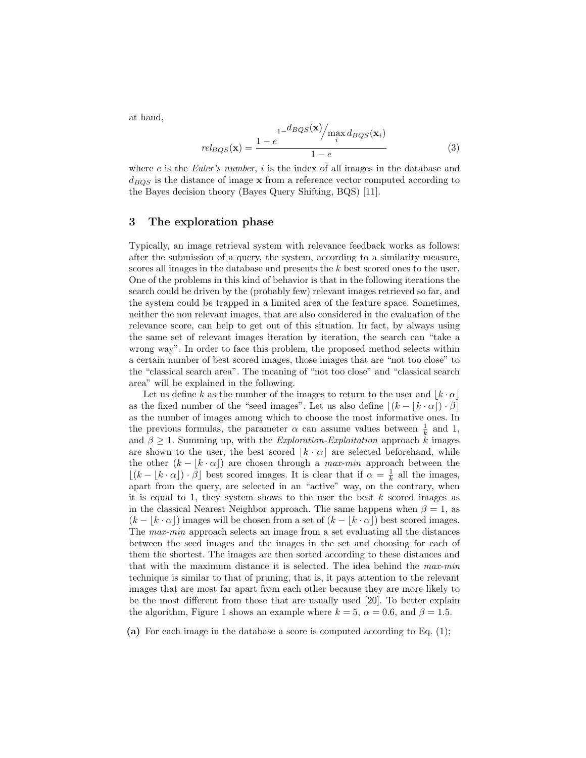at hand,

$$rel_{BQS}(\mathbf{x}) = \frac{1 - e^{1 - d_{BQS}(\mathbf{x}) / \max\limits_i d_{BQS}(\mathbf{x}_i)}}{1 - e} \tag{3}$$

where $e$ is the *Euler's number*, $i$ is the index of all images in the database and $d_{BQS}$ is the distance of image $\mathbf{x}$ from a reference vector computed according to the Bayes decision theory (Bayes Query Shifting, BQS) [11].

## 3 The exploration phase

Typically, an image retrieval system with relevance feedback works as follows: after the submission of a query, the system, according to a similarity measure, scores all images in the database and presents the $k$ best scored ones to the user. One of the problems in this kind of behavior is that in the following iterations the search could be driven by the (probably few) relevant images retrieved so far, and the system could be trapped in a limited area of the feature space. Sometimes, neither the non relevant images, that are also considered in the evaluation of the relevance score, can help to get out of this situation. In fact, by always using the same set of relevant images iteration by iteration, the search can "take a wrong way". In order to face this problem, the proposed method selects within a certain number of best scored images, those images that are "not too close" to the "classical search area". The meaning of "not too close" and "classical search area" will be explained in the following.

Let us define $k$ as the number of the images to return to the user and $\lfloor k \cdot \alpha \rfloor$ as the fixed number of the "seed images". Let us also define $\lfloor (k - \lfloor k \cdot \alpha \rfloor) \cdot \beta \rfloor$ as the number of images among which to choose the most informative ones. In the previous formulas, the parameter $\alpha$ can assume values between $\frac{1}{k}$ and 1, and $\beta \geq 1$. Summing up, with the *Exploration-Exploitation* approach $k$ images are shown to the user, the best scored $\lfloor k \cdot \alpha \rfloor$ are selected beforehand, while the other $(k - \lfloor k \cdot \alpha \rfloor)$ are chosen through a *max-min* approach between the $\lfloor (k - \lfloor k \cdot \alpha \rfloor) \cdot \beta \rfloor$ best scored images. It is clear that if $\alpha = \frac{1}{k}$ all the images, apart from the query, are selected in an "active" way, on the contrary, when it is equal to 1, they system shows to the user the best $k$ scored images as in the classical Nearest Neighbor approach. The same happens when $\beta = 1$, as $(k - \lfloor k \cdot \alpha \rfloor)$ images will be chosen from a set of $(k - \lfloor k \cdot \alpha \rfloor)$ best scored images. The *max-min* approach selects an image from a set evaluating all the distances between the seed images and the images in the set and choosing for each of them the shortest. The images are then sorted according to these distances and that with the maximum distance it is selected. The idea behind the *max-min* technique is similar to that of pruning, that is, it pays attention to the relevant images that are most far apart from each other because they are more likely to be the most different from those that are usually used [20]. To better explain the algorithm, Figure 1 shows an example where $k = 5$, $\alpha = 0.6$, and $\beta = 1.5$.

**(a)** For each image in the database a score is computed according to Eq. (1);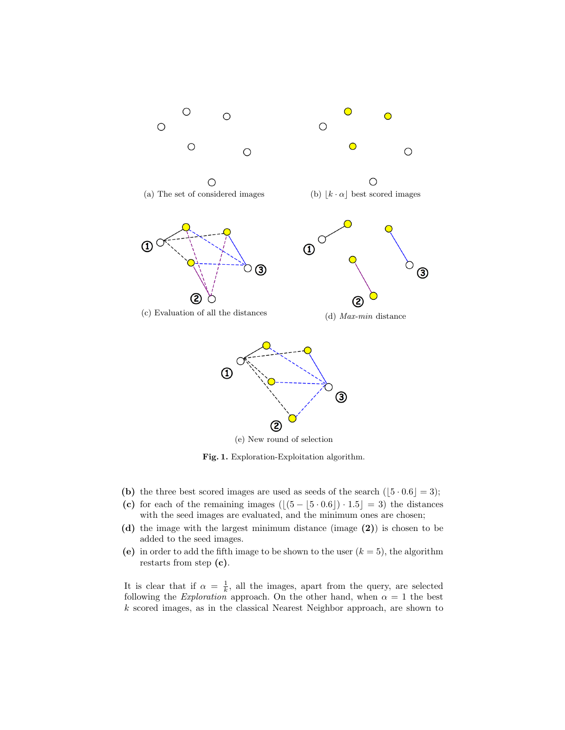(a) The set of considered images

(b) $\lfloor k \cdot \alpha \rfloor$ best scored images

(c) Evaluation of all the distances

(d) *Max-min* distance

(e) New round of selection

**Fig. 1.** Exploration-Exploitation algorithm.

**(b)** the three best scored images are used as seeds of the search ($\lfloor 5 \cdot 0.6 \rfloor = 3$);

**(c)** for each of the remaining images ($\lfloor (5 - \lfloor 5 \cdot 0.6 \rfloor) \cdot 1.5 \rfloor = 3$) the distances with the seed images are evaluated, and the minimum ones are chosen;

**(d)** the image with the largest minimum distance (image **(2)**) is chosen to be added to the seed images.

**(e)** in order to add the fifth image to be shown to the user ($k = 5$), the algorithm restarts from step **(c)**.

It is clear that if $\alpha = \frac{1}{k}$, all the images, apart from the query, are selected following the *Exploration* approach. On the other hand, when $\alpha = 1$ the best $k$ scored images, as in the classical Nearest Neighbor approach, are shown to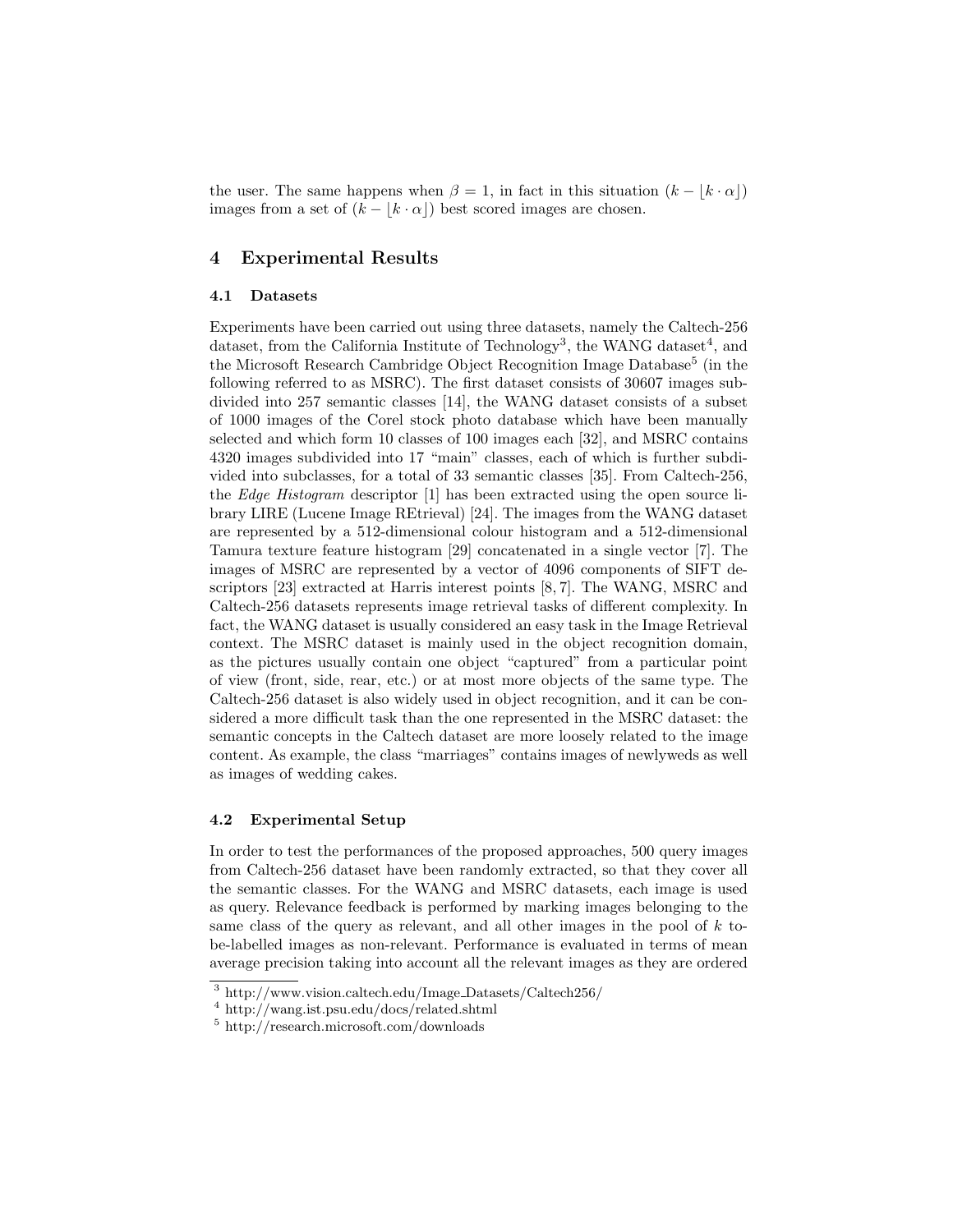the user. The same happens when $\beta = 1$, in fact in this situation $(k - \lfloor k \cdot \alpha \rfloor)$ images from a set of $(k - \lfloor k \cdot \alpha \rfloor)$ best scored images are chosen.

## 4 Experimental Results

### 4.1 Datasets

Experiments have been carried out using three datasets, namely the Caltech-256 dataset, from the California Institute of Technology[3], the WANG dataset[4], and the Microsoft Research Cambridge Object Recognition Image Database[5] (in the following referred to as MSRC). The first dataset consists of 30607 images subdivided into 257 semantic classes [14], the WANG dataset consists of a subset of 1000 images of the Corel stock photo database which have been manually selected and which form 10 classes of 100 images each [32], and MSRC contains 4320 images subdivided into 17 "main" classes, each of which is further subdivided into subclasses, for a total of 33 semantic classes [35]. From Caltech-256, the *Edge Histogram* descriptor [1] has been extracted using the open source library LIRE (Lucene Image REtrieval) [24]. The images from the WANG dataset are represented by a 512-dimensional colour histogram and a 512-dimensional Tamura texture feature histogram [29] concatenated in a single vector [7]. The images of MSRC are represented by a vector of 4096 components of SIFT descriptors [23] extracted at Harris interest points [8, 7]. The WANG, MSRC and Caltech-256 datasets represents image retrieval tasks of different complexity. In fact, the WANG dataset is usually considered an easy task in the Image Retrieval context. The MSRC dataset is mainly used in the object recognition domain, as the pictures usually contain one object "captured" from a particular point of view (front, side, rear, etc.) or at most more objects of the same type. The Caltech-256 dataset is also widely used in object recognition, and it can be considered a more difficult task than the one represented in the MSRC dataset: the semantic concepts in the Caltech dataset are more loosely related to the image content. As example, the class "marriages" contains images of newlyweds as well as images of wedding cakes.

### 4.2 Experimental Setup

In order to test the performances of the proposed approaches, 500 query images from Caltech-256 dataset have been randomly extracted, so that they cover all the semantic classes. For the WANG and MSRC datasets, each image is used as query. Relevance feedback is performed by marking images belonging to the same class of the query as relevant, and all other images in the pool of $k$ to-be-labelled images as non-relevant. Performance is evaluated in terms of mean average precision taking into account all the relevant images as they are ordered

[3] http://www.vision.caltech.edu/Image_Datasets/Caltech256/

[4] http://wang.ist.psu.edu/docs/related.shtml

[5] http://research.microsoft.com/downloads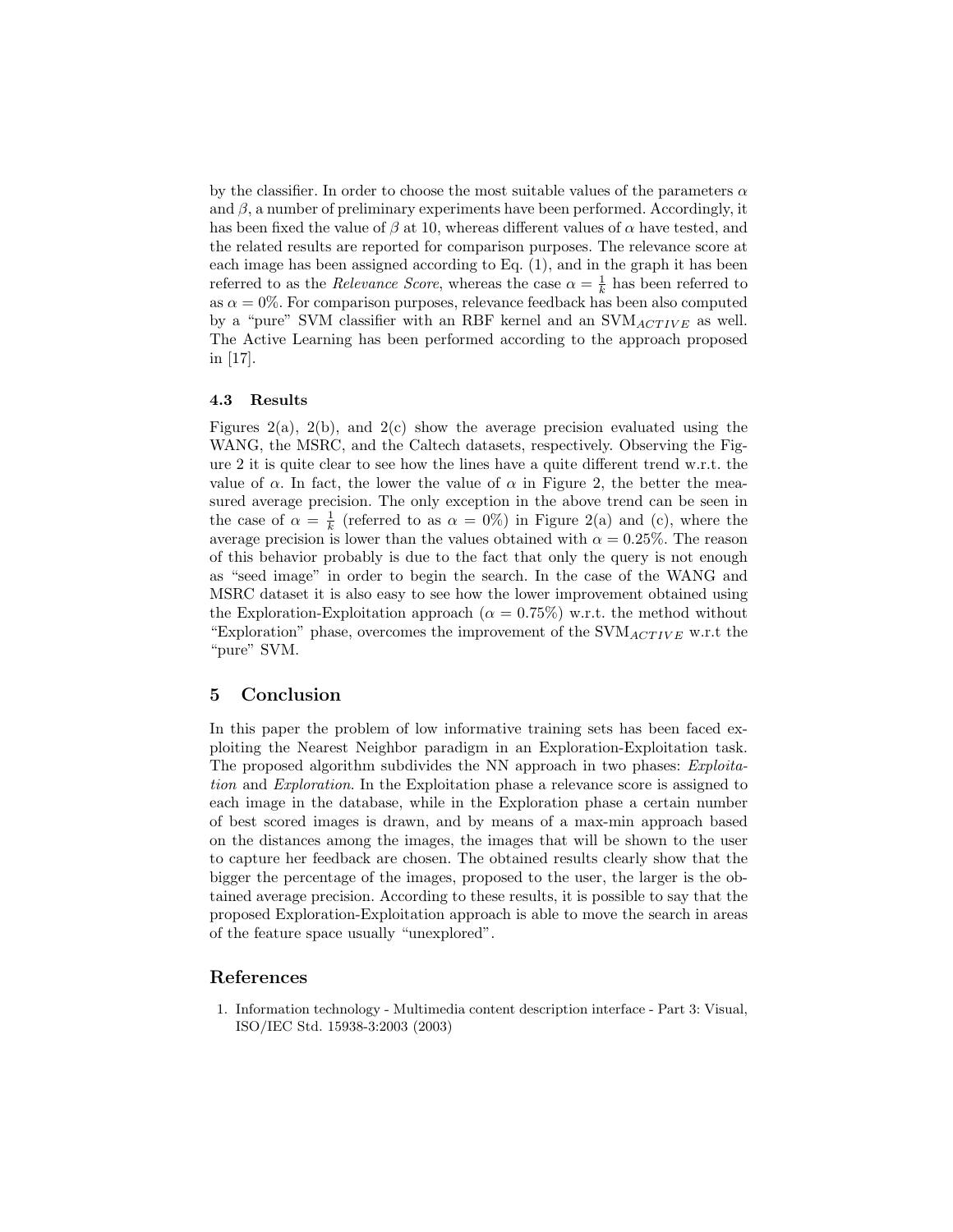by the classifier. In order to choose the most suitable values of the parameters $\alpha$ and $\beta$, a number of preliminary experiments have been performed. Accordingly, it has been fixed the value of $\beta$ at 10, whereas different values of $\alpha$ have tested, and the related results are reported for comparison purposes. The relevance score at each image has been assigned according to Eq. (1), and in the graph it has been referred to as the *Relevance Score*, whereas the case $\alpha = \frac{1}{k}$ has been referred to as $\alpha = 0\%$. For comparison purposes, relevance feedback has been also computed by a "pure" SVM classifier with an RBF kernel and an $\text{SVM}_{ACTIVE}$ as well. The Active Learning has been performed according to the approach proposed in [17].

### 4.3 Results

Figures 2(a), 2(b), and 2(c) show the average precision evaluated using the WANG, the MSRC, and the Caltech datasets, respectively. Observing the Figure 2 it is quite clear to see how the lines have a quite different trend w.r.t. the value of $\alpha$. In fact, the lower the value of $\alpha$ in Figure 2, the better the measured average precision. The only exception in the above trend can be seen in the case of $\alpha = \frac{1}{k}$ (referred to as $\alpha = 0\%$) in Figure 2(a) and (c), where the average precision is lower than the values obtained with $\alpha = 0.25\%$. The reason of this behavior probably is due to the fact that only the query is not enough as "seed image" in order to begin the search. In the case of the WANG and MSRC dataset it is also easy to see how the lower improvement obtained using the Exploration-Exploitation approach ($\alpha = 0.75\%$) w.r.t. the method without "Exploration" phase, overcomes the improvement of the $\text{SVM}_{ACTIVE}$ w.r.t the "pure" SVM.

## 5 Conclusion

In this paper the problem of low informative training sets has been faced exploiting the Nearest Neighbor paradigm in an Exploration-Exploitation task. The proposed algorithm subdivides the NN approach in two phases: *Exploitation* and *Exploration*. In the Exploitation phase a relevance score is assigned to each image in the database, while in the Exploration phase a certain number of best scored images is drawn, and by means of a max-min approach based on the distances among the images, the images that will be shown to the user to capture her feedback are chosen. The obtained results clearly show that the bigger the percentage of the images, proposed to the user, the larger is the obtained average precision. According to these results, it is possible to say that the proposed Exploration-Exploitation approach is able to move the search in areas of the feature space usually "unexplored".

## References

1. Information technology - Multimedia content description interface - Part 3: Visual, ISO/IEC Std. 15938-3:2003 (2003)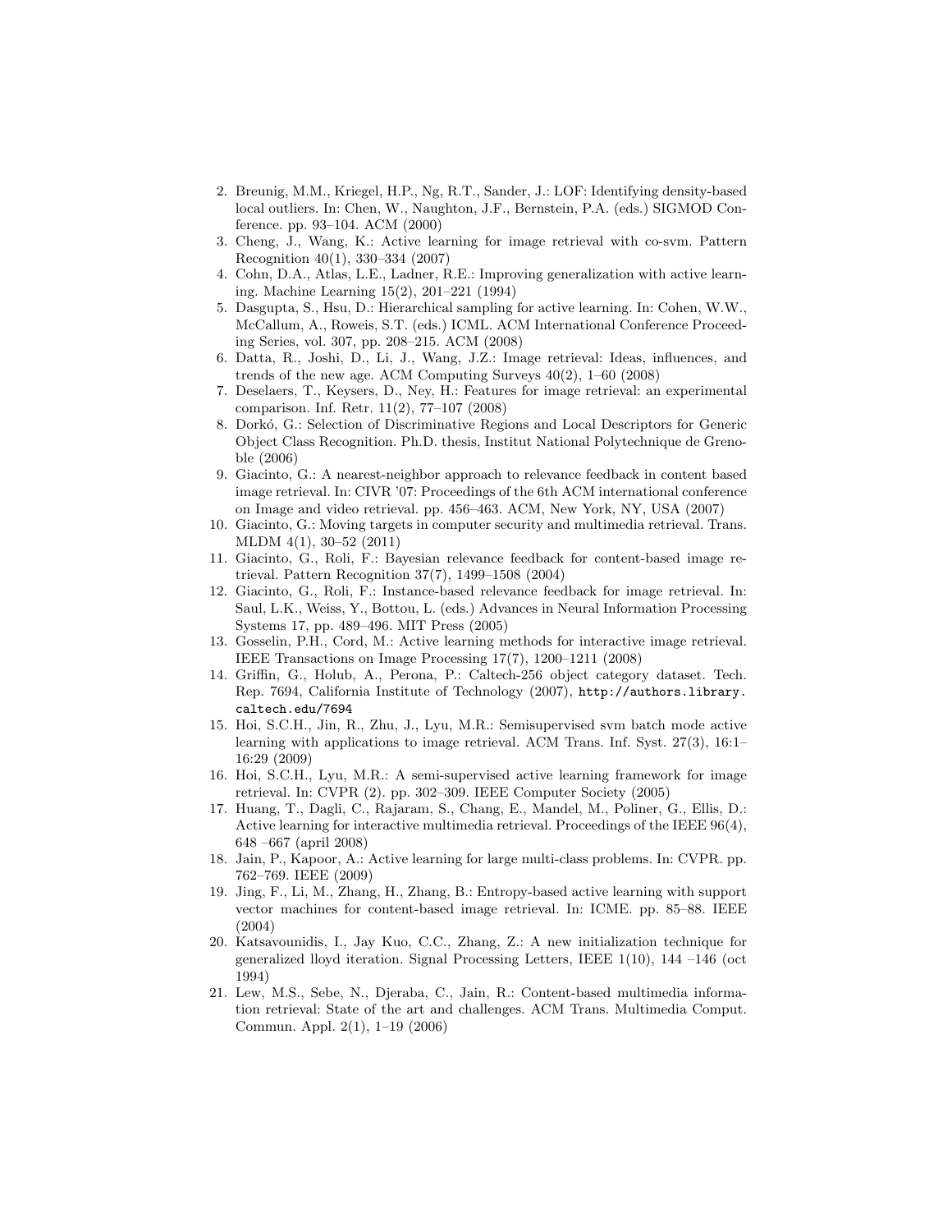2. Breunig, M.M., Kriegel, H.P., Ng, R.T., Sander, J.: LOF: Identifying density-based local outliers. In: Chen, W., Naughton, J.F., Bernstein, P.A. (eds.) SIGMOD Conference. pp. 93–104. ACM (2000)
3. Cheng, J., Wang, K.: Active learning for image retrieval with co-svm. Pattern Recognition 40(1), 330–334 (2007)
4. Cohn, D.A., Atlas, L.E., Ladner, R.E.: Improving generalization with active learning. Machine Learning 15(2), 201–221 (1994)
5. Dasgupta, S., Hsu, D.: Hierarchical sampling for active learning. In: Cohen, W.W., McCallum, A., Roweis, S.T. (eds.) ICML. ACM International Conference Proceeding Series, vol. 307, pp. 208–215. ACM (2008)
6. Datta, R., Joshi, D., Li, J., Wang, J.Z.: Image retrieval: Ideas, influences, and trends of the new age. ACM Computing Surveys 40(2), 1–60 (2008)
7. Deselaers, T., Keysers, D., Ney, H.: Features for image retrieval: an experimental comparison. Inf. Retr. 11(2), 77–107 (2008)
8. Dorkó, G.: Selection of Discriminative Regions and Local Descriptors for Generic Object Class Recognition. Ph.D. thesis, Institut National Polytechnique de Grenoble (2006)
9. Giacinto, G.: A nearest-neighbor approach to relevance feedback in content based image retrieval. In: CIVR '07: Proceedings of the 6th ACM international conference on Image and video retrieval. pp. 456–463. ACM, New York, NY, USA (2007)
10. Giacinto, G.: Moving targets in computer security and multimedia retrieval. Trans. MLDM 4(1), 30–52 (2011)
11. Giacinto, G., Roli, F.: Bayesian relevance feedback for content-based image retrieval. Pattern Recognition 37(7), 1499–1508 (2004)
12. Giacinto, G., Roli, F.: Instance-based relevance feedback for image retrieval. In: Saul, L.K., Weiss, Y., Bottou, L. (eds.) Advances in Neural Information Processing Systems 17, pp. 489–496. MIT Press (2005)
13. Gosselin, P.H., Cord, M.: Active learning methods for interactive image retrieval. IEEE Transactions on Image Processing 17(7), 1200–1211 (2008)
14. Griffin, G., Holub, A., Perona, P.: Caltech-256 object category dataset. Tech. Rep. 7694, California Institute of Technology (2007), `http://authors.library.caltech.edu/7694`
15. Hoi, S.C.H., Jin, R., Zhu, J., Lyu, M.R.: Semisupervised svm batch mode active learning with applications to image retrieval. ACM Trans. Inf. Syst. 27(3), 16:1–16:29 (2009)
16. Hoi, S.C.H., Lyu, M.R.: A semi-supervised active learning framework for image retrieval. In: CVPR (2). pp. 302–309. IEEE Computer Society (2005)
17. Huang, T., Dagli, C., Rajaram, S., Chang, E., Mandel, M., Poliner, G., Ellis, D.: Active learning for interactive multimedia retrieval. Proceedings of the IEEE 96(4), 648 –667 (april 2008)
18. Jain, P., Kapoor, A.: Active learning for large multi-class problems. In: CVPR. pp. 762–769. IEEE (2009)
19. Jing, F., Li, M., Zhang, H., Zhang, B.: Entropy-based active learning with support vector machines for content-based image retrieval. In: ICME. pp. 85–88. IEEE (2004)
20. Katsavounidis, I., Jay Kuo, C.C., Zhang, Z.: A new initialization technique for generalized lloyd iteration. Signal Processing Letters, IEEE 1(10), 144 –146 (oct 1994)
21. Lew, M.S., Sebe, N., Djeraba, C., Jain, R.: Content-based multimedia information retrieval: State of the art and challenges. ACM Trans. Multimedia Comput. Commun. Appl. 2(1), 1–19 (2006)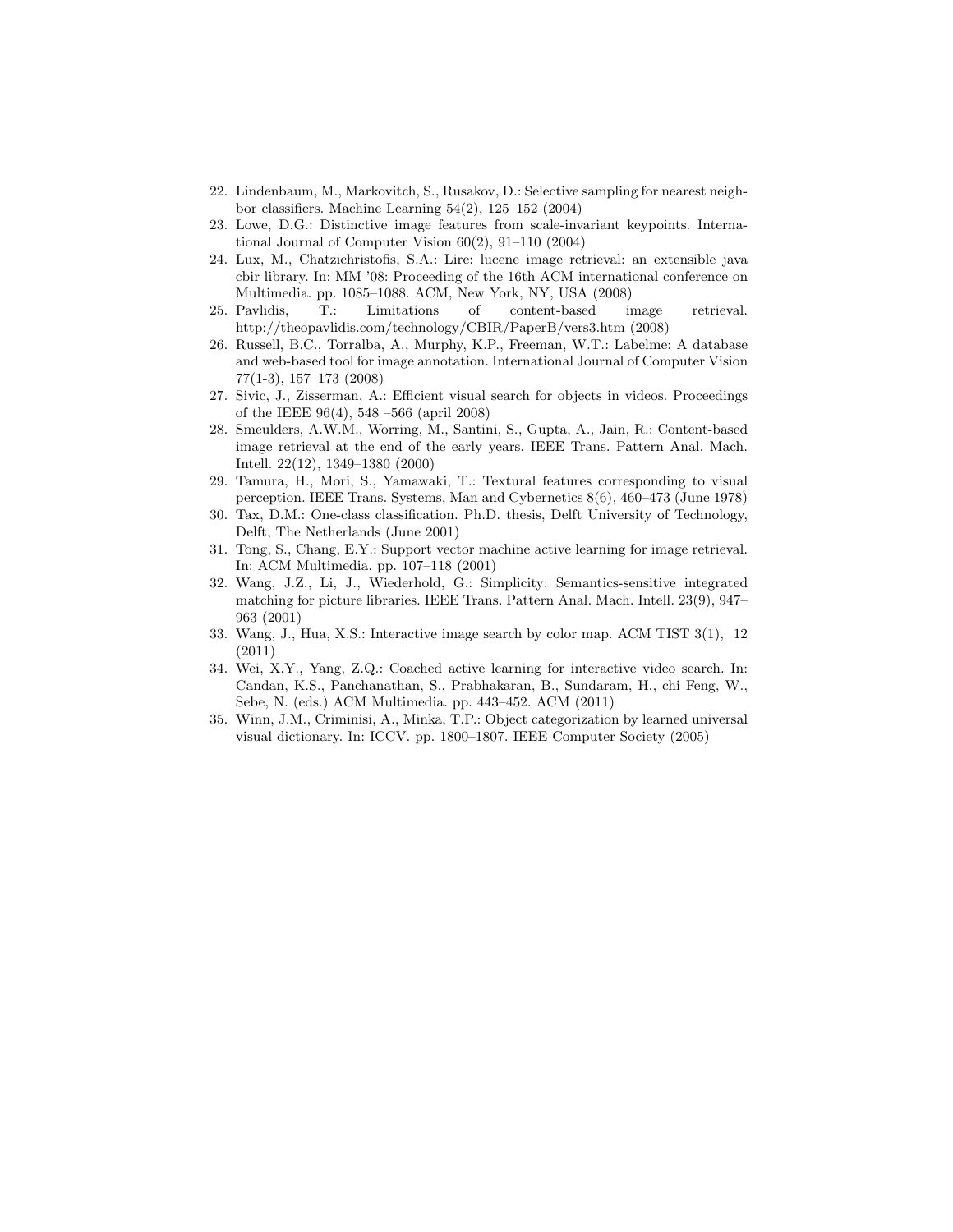22. Lindenbaum, M., Markovitch, S., Rusakov, D.: Selective sampling for nearest neighbor classifiers. Machine Learning 54(2), 125–152 (2004)
23. Lowe, D.G.: Distinctive image features from scale-invariant keypoints. International Journal of Computer Vision 60(2), 91–110 (2004)
24. Lux, M., Chatzichristofis, S.A.: Lire: lucene image retrieval: an extensible java cbir library. In: MM '08: Proceeding of the 16th ACM international conference on Multimedia. pp. 1085–1088. ACM, New York, NY, USA (2008)
25. Pavlidis, T.: Limitations of content-based image retrieval. http://theopavlidis.com/technology/CBIR/PaperB/vers3.htm (2008)
26. Russell, B.C., Torralba, A., Murphy, K.P., Freeman, W.T.: Labelme: A database and web-based tool for image annotation. International Journal of Computer Vision 77(1-3), 157–173 (2008)
27. Sivic, J., Zisserman, A.: Efficient visual search for objects in videos. Proceedings of the IEEE 96(4), 548 –566 (april 2008)
28. Smeulders, A.W.M., Worring, M., Santini, S., Gupta, A., Jain, R.: Content-based image retrieval at the end of the early years. IEEE Trans. Pattern Anal. Mach. Intell. 22(12), 1349–1380 (2000)
29. Tamura, H., Mori, S., Yamawaki, T.: Textural features corresponding to visual perception. IEEE Trans. Systems, Man and Cybernetics 8(6), 460–473 (June 1978)
30. Tax, D.M.: One-class classification. Ph.D. thesis, Delft University of Technology, Delft, The Netherlands (June 2001)
31. Tong, S., Chang, E.Y.: Support vector machine active learning for image retrieval. In: ACM Multimedia. pp. 107–118 (2001)
32. Wang, J.Z., Li, J., Wiederhold, G.: Simplicity: Semantics-sensitive integrated matching for picture libraries. IEEE Trans. Pattern Anal. Mach. Intell. 23(9), 947–963 (2001)
33. Wang, J., Hua, X.S.: Interactive image search by color map. ACM TIST 3(1), 12 (2011)
34. Wei, X.Y., Yang, Z.Q.: Coached active learning for interactive video search. In: Candan, K.S., Panchanathan, S., Prabhakaran, B., Sundaram, H., chi Feng, W., Sebe, N. (eds.) ACM Multimedia. pp. 443–452. ACM (2011)
35. Winn, J.M., Criminisi, A., Minka, T.P.: Object categorization by learned universal visual dictionary. In: ICCV. pp. 1800–1807. IEEE Computer Society (2005)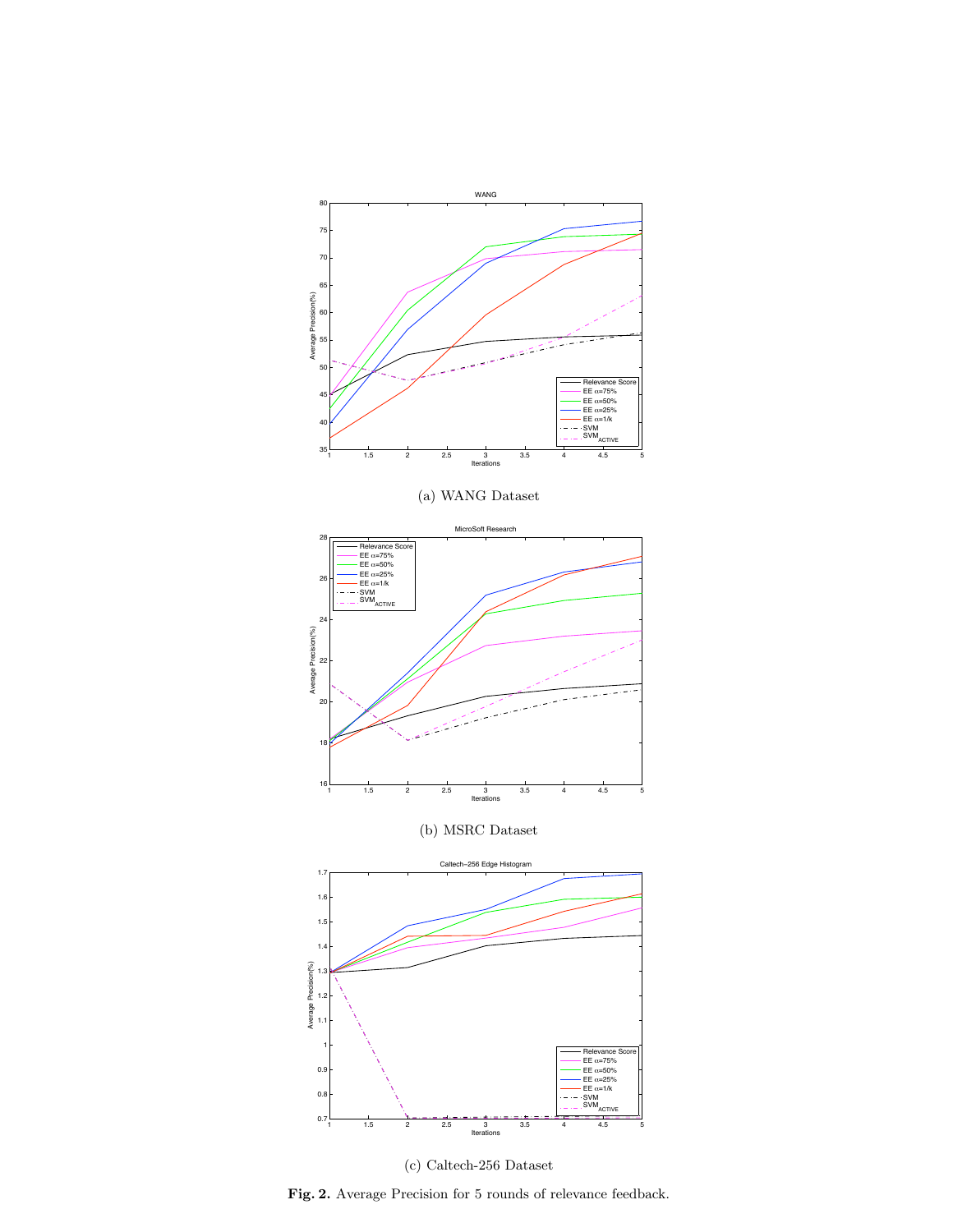WANG

80
75
70
65
60
55
50
45
40
35

Average Precision(%)

1 1.5 2 2.5 3 3.5 4 4.5 5

Iterations

Relevance Score
EE α=75%
EE α=50%
EE α=25%
EE α=1/k
SVM
SVM$_{ACTIVE}$

(a) WANG Dataset

MicroSoft Research

28
26
24
22
20
18
16

Average Precision(%)

1 1.5 2 2.5 3 3.5 4 4.5 5

Iterations

Relevance Score
EE α=75%
EE α=50%
EE α=25%
EE α=1/k
SVM
SVM$_{ACTIVE}$

(b) MSRC Dataset

Caltech−256 Edge Histogram

1.7
1.6
1.5
1.4
1.3
1.2
1.1
1
0.9
0.8
0.7

Average Precision(%)

1 1.5 2 2.5 3 3.5 4 4.5 5

Iterations

Relevance Score
EE α=75%
EE α=50%
EE α=25%
EE α=1/k
SVM
SVM$_{ACTIVE}$

(c) Caltech-256 Dataset

**Fig. 2.** Average Precision for 5 rounds of relevance feedback.